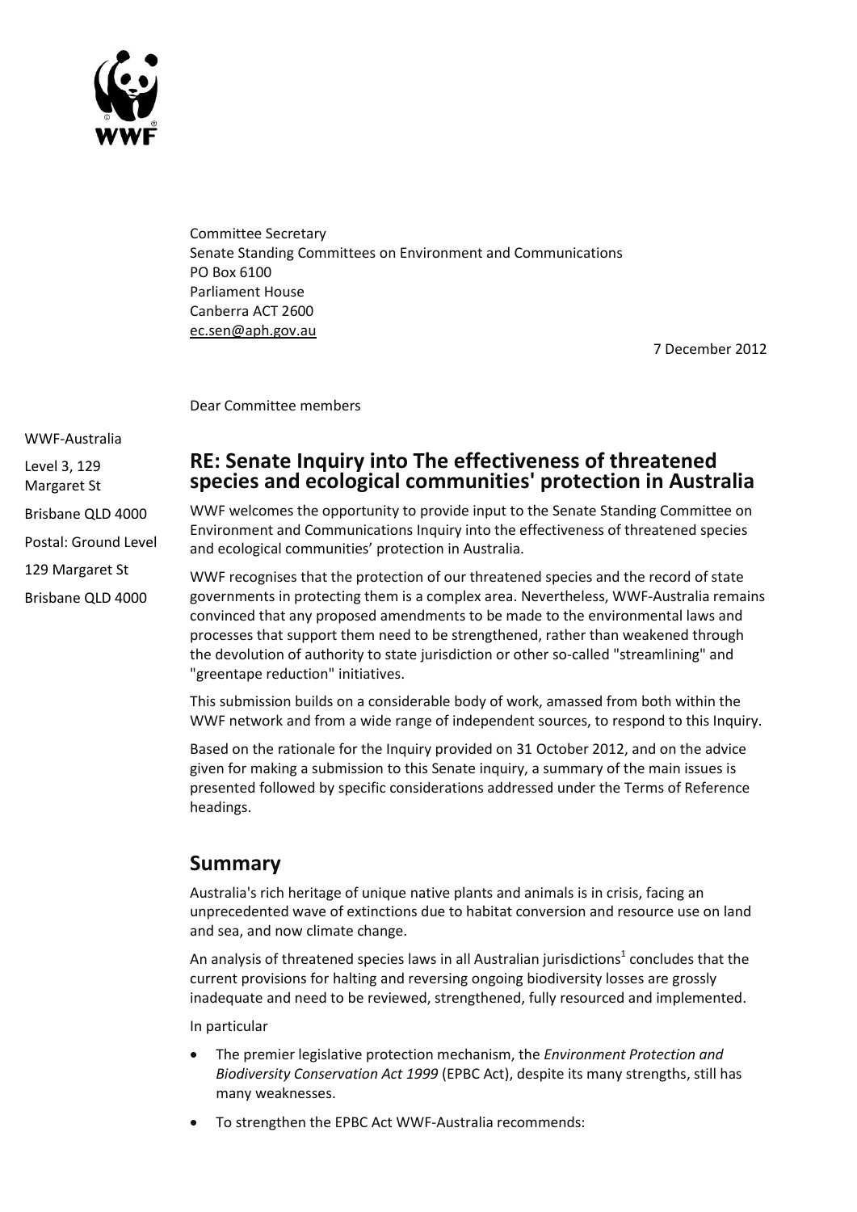Committee Secretary
Senate Standing Committees on Environment and Communications
PO Box 6100
Parliament House
Canberra ACT 2600
ec.sen@aph.gov.au

7 December 2012

Dear Committee members

WWF-Australia
Level 3, 129 Margaret St
Brisbane QLD 4000
Postal: Ground Level
129 Margaret St
Brisbane QLD 4000

## RE: Senate Inquiry into The effectiveness of threatened species and ecological communities' protection in Australia

WWF welcomes the opportunity to provide input to the Senate Standing Committee on Environment and Communications Inquiry into the effectiveness of threatened species and ecological communities' protection in Australia.

WWF recognises that the protection of our threatened species and the record of state governments in protecting them is a complex area. Nevertheless, WWF-Australia remains convinced that any proposed amendments to be made to the environmental laws and processes that support them need to be strengthened, rather than weakened through the devolution of authority to state jurisdiction or other so-called "streamlining" and "greentape reduction" initiatives.

This submission builds on a considerable body of work, amassed from both within the WWF network and from a wide range of independent sources, to respond to this Inquiry.

Based on the rationale for the Inquiry provided on 31 October 2012, and on the advice given for making a submission to this Senate inquiry, a summary of the main issues is presented followed by specific considerations addressed under the Terms of Reference headings.

## Summary

Australia's rich heritage of unique native plants and animals is in crisis, facing an unprecedented wave of extinctions due to habitat conversion and resource use on land and sea, and now climate change.

An analysis of threatened species laws in all Australian jurisdictions[1] concludes that the current provisions for halting and reversing ongoing biodiversity losses are grossly inadequate and need to be reviewed, strengthened, fully resourced and implemented.

In particular

- The premier legislative protection mechanism, the *Environment Protection and Biodiversity Conservation Act 1999* (EPBC Act), despite its many strengths, still has many weaknesses.
- To strengthen the EPBC Act WWF-Australia recommends: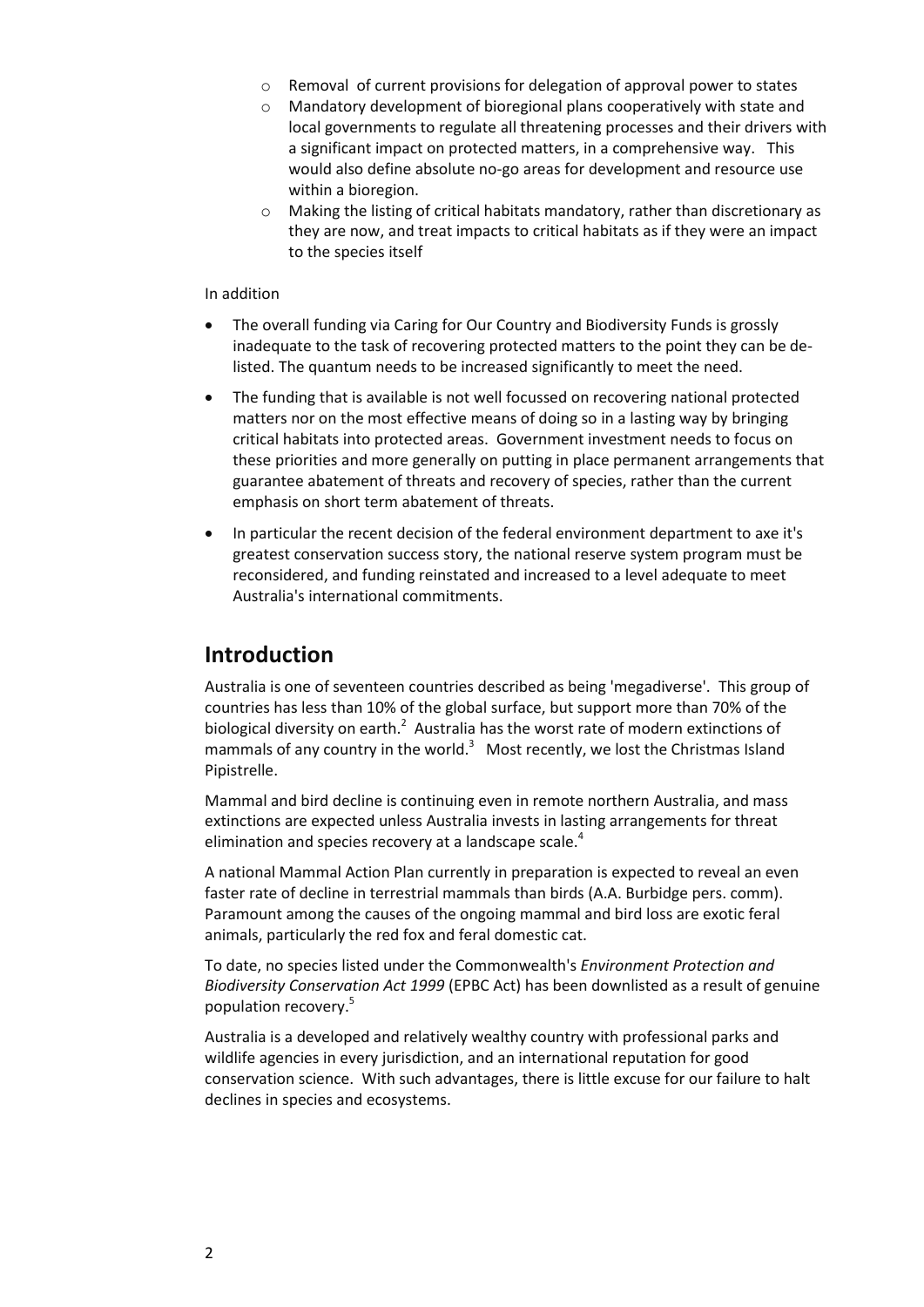- Removal of current provisions for delegation of approval power to states
  - Mandatory development of bioregional plans cooperatively with state and local governments to regulate all threatening processes and their drivers with a significant impact on protected matters, in a comprehensive way. This would also define absolute no-go areas for development and resource use within a bioregion.
  - Making the listing of critical habitats mandatory, rather than discretionary as they are now, and treat impacts to critical habitats as if they were an impact to the species itself

In addition

- The overall funding via Caring for Our Country and Biodiversity Funds is grossly inadequate to the task of recovering protected matters to the point they can be de-listed. The quantum needs to be increased significantly to meet the need.
- The funding that is available is not well focussed on recovering national protected matters nor on the most effective means of doing so in a lasting way by bringing critical habitats into protected areas. Government investment needs to focus on these priorities and more generally on putting in place permanent arrangements that guarantee abatement of threats and recovery of species, rather than the current emphasis on short term abatement of threats.
- In particular the recent decision of the federal environment department to axe it's greatest conservation success story, the national reserve system program must be reconsidered, and funding reinstated and increased to a level adequate to meet Australia's international commitments.

## Introduction

Australia is one of seventeen countries described as being 'megadiverse'. This group of countries has less than 10% of the global surface, but support more than 70% of the biological diversity on earth.[2] Australia has the worst rate of modern extinctions of mammals of any country in the world.[3] Most recently, we lost the Christmas Island Pipistrelle.

Mammal and bird decline is continuing even in remote northern Australia, and mass extinctions are expected unless Australia invests in lasting arrangements for threat elimination and species recovery at a landscape scale.[4]

A national Mammal Action Plan currently in preparation is expected to reveal an even faster rate of decline in terrestrial mammals than birds (A.A. Burbidge pers. comm). Paramount among the causes of the ongoing mammal and bird loss are exotic feral animals, particularly the red fox and feral domestic cat.

To date, no species listed under the Commonwealth's *Environment Protection and Biodiversity Conservation Act 1999* (EPBC Act) has been downlisted as a result of genuine population recovery.[5]

Australia is a developed and relatively wealthy country with professional parks and wildlife agencies in every jurisdiction, and an international reputation for good conservation science. With such advantages, there is little excuse for our failure to halt declines in species and ecosystems.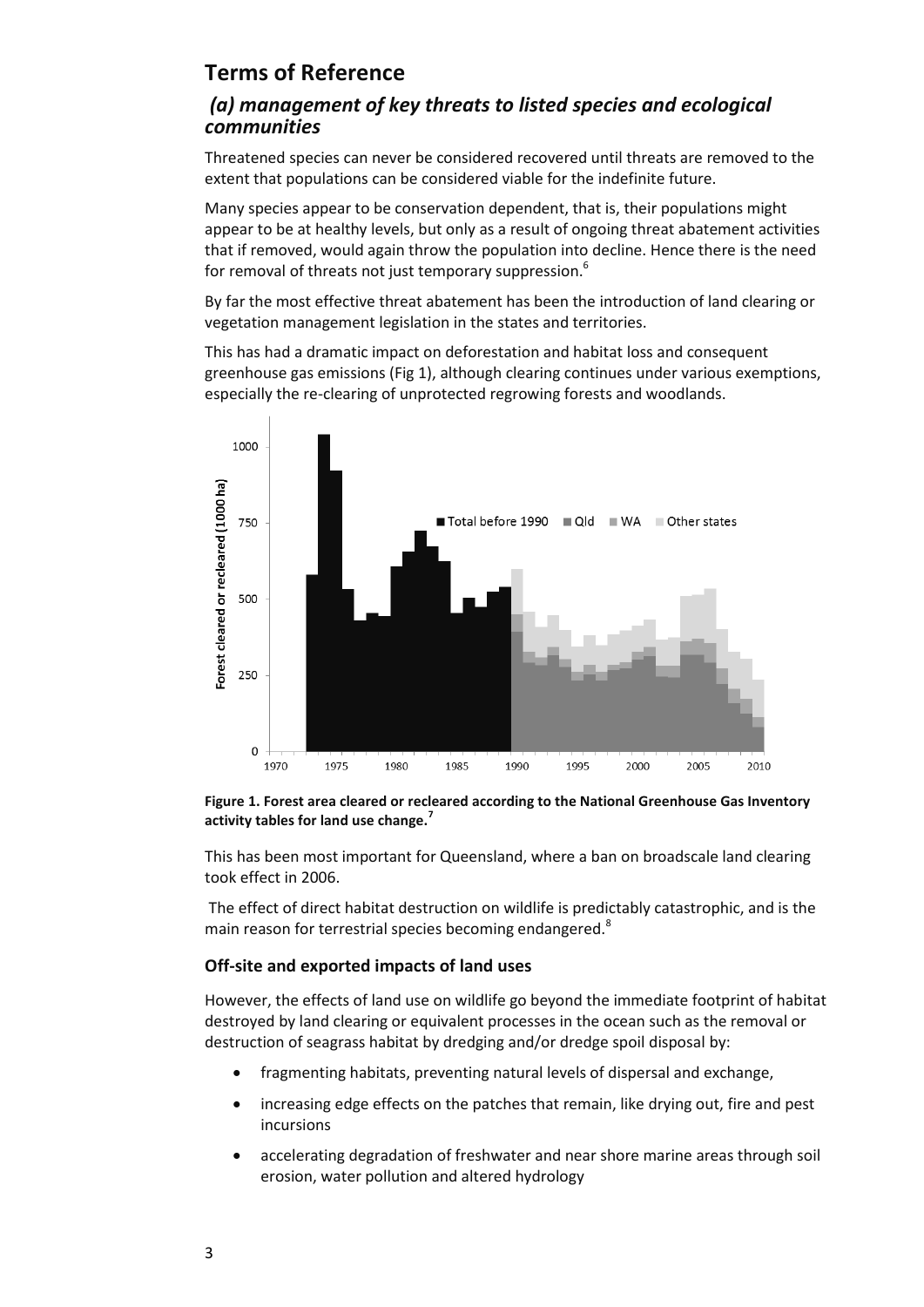# Terms of Reference

## *(a) management of key threats to listed species and ecological communities*

Threatened species can never be considered recovered until threats are removed to the extent that populations can be considered viable for the indefinite future.

Many species appear to be conservation dependent, that is, their populations might appear to be at healthy levels, but only as a result of ongoing threat abatement activities that if removed, would again throw the population into decline. Hence there is the need for removal of threats not just temporary suppression.[6]

By far the most effective threat abatement has been the introduction of land clearing or vegetation management legislation in the states and territories.

This has had a dramatic impact on deforestation and habitat loss and consequent greenhouse gas emissions (Fig 1), although clearing continues under various exemptions, especially the re-clearing of unprotected regrowing forests and woodlands.

**Figure 1. Forest area cleared or recleared according to the National Greenhouse Gas Inventory activity tables for land use change.[7]**

This has been most important for Queensland, where a ban on broadscale land clearing took effect in 2006.

The effect of direct habitat destruction on wildlife is predictably catastrophic, and is the main reason for terrestrial species becoming endangered.[8]

### Off-site and exported impacts of land uses

However, the effects of land use on wildlife go beyond the immediate footprint of habitat destroyed by land clearing or equivalent processes in the ocean such as the removal or destruction of seagrass habitat by dredging and/or dredge spoil disposal by:

- fragmenting habitats, preventing natural levels of dispersal and exchange,
- increasing edge effects on the patches that remain, like drying out, fire and pest incursions
- accelerating degradation of freshwater and near shore marine areas through soil erosion, water pollution and altered hydrology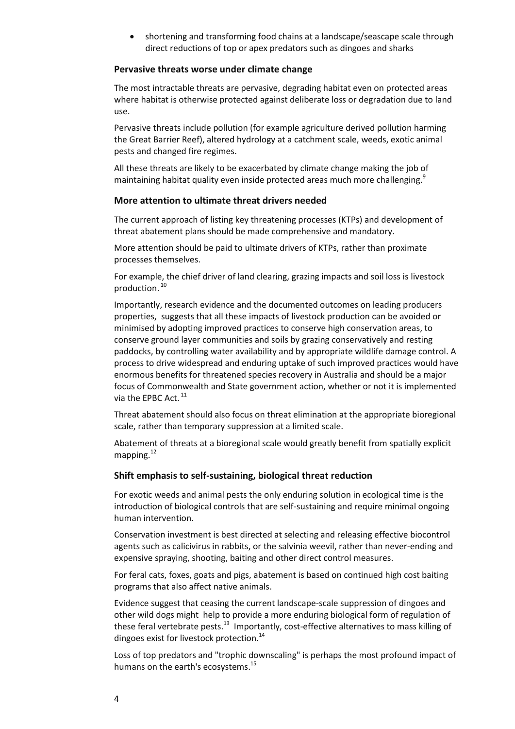- shortening and transforming food chains at a landscape/seascape scale through direct reductions of top or apex predators such as dingoes and sharks

### Pervasive threats worse under climate change

The most intractable threats are pervasive, degrading habitat even on protected areas where habitat is otherwise protected against deliberate loss or degradation due to land use.

Pervasive threats include pollution (for example agriculture derived pollution harming the Great Barrier Reef), altered hydrology at a catchment scale, weeds, exotic animal pests and changed fire regimes.

All these threats are likely to be exacerbated by climate change making the job of maintaining habitat quality even inside protected areas much more challenging.[9]

### More attention to ultimate threat drivers needed

The current approach of listing key threatening processes (KTPs) and development of threat abatement plans should be made comprehensive and mandatory.

More attention should be paid to ultimate drivers of KTPs, rather than proximate processes themselves.

For example, the chief driver of land clearing, grazing impacts and soil loss is livestock production.[10]

Importantly, research evidence and the documented outcomes on leading producers properties, suggests that all these impacts of livestock production can be avoided or minimised by adopting improved practices to conserve high conservation areas, to conserve ground layer communities and soils by grazing conservatively and resting paddocks, by controlling water availability and by appropriate wildlife damage control. A process to drive widespread and enduring uptake of such improved practices would have enormous benefits for threatened species recovery in Australia and should be a major focus of Commonwealth and State government action, whether or not it is implemented via the EPBC Act.[11]

Threat abatement should also focus on threat elimination at the appropriate bioregional scale, rather than temporary suppression at a limited scale.

Abatement of threats at a bioregional scale would greatly benefit from spatially explicit mapping.[12]

### Shift emphasis to self-sustaining, biological threat reduction

For exotic weeds and animal pests the only enduring solution in ecological time is the introduction of biological controls that are self-sustaining and require minimal ongoing human intervention.

Conservation investment is best directed at selecting and releasing effective biocontrol agents such as calicivirus in rabbits, or the salvinia weevil, rather than never-ending and expensive spraying, shooting, baiting and other direct control measures.

For feral cats, foxes, goats and pigs, abatement is based on continued high cost baiting programs that also affect native animals.

Evidence suggest that ceasing the current landscape-scale suppression of dingoes and other wild dogs might help to provide a more enduring biological form of regulation of these feral vertebrate pests.[13] Importantly, cost-effective alternatives to mass killing of dingoes exist for livestock protection.[14]

Loss of top predators and "trophic downscaling" is perhaps the most profound impact of humans on the earth's ecosystems.[15]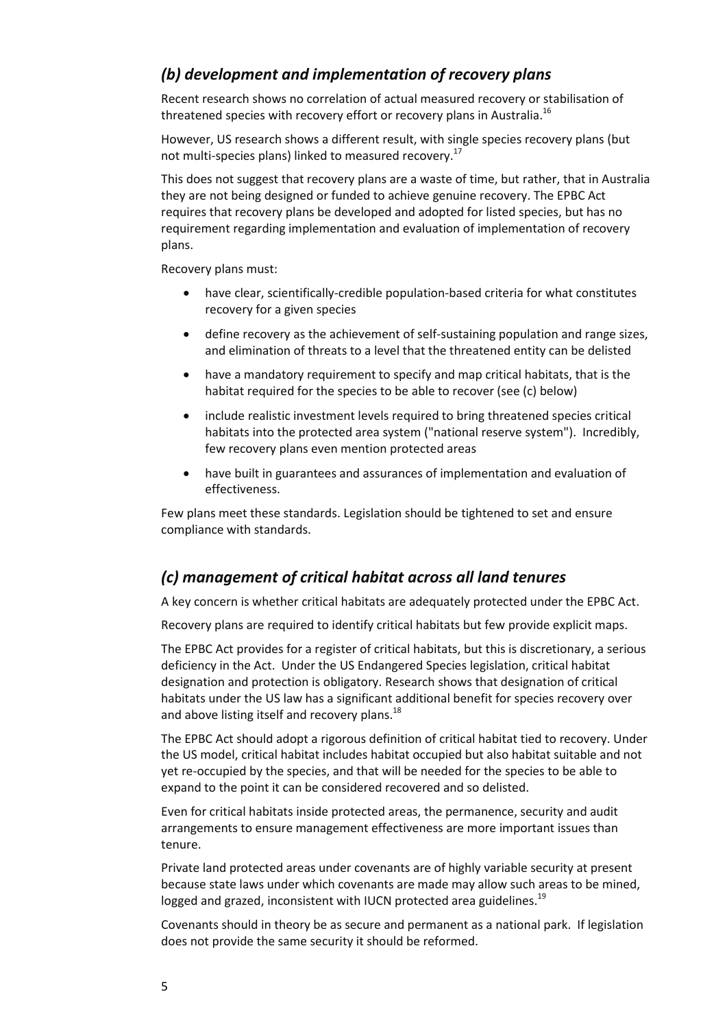## *(b) development and implementation of recovery plans*

Recent research shows no correlation of actual measured recovery or stabilisation of threatened species with recovery effort or recovery plans in Australia.[16]

However, US research shows a different result, with single species recovery plans (but not multi-species plans) linked to measured recovery.[17]

This does not suggest that recovery plans are a waste of time, but rather, that in Australia they are not being designed or funded to achieve genuine recovery. The EPBC Act requires that recovery plans be developed and adopted for listed species, but has no requirement regarding implementation and evaluation of implementation of recovery plans.

Recovery plans must:

- have clear, scientifically-credible population-based criteria for what constitutes recovery for a given species
- define recovery as the achievement of self-sustaining population and range sizes, and elimination of threats to a level that the threatened entity can be delisted
- have a mandatory requirement to specify and map critical habitats, that is the habitat required for the species to be able to recover (see (c) below)
- include realistic investment levels required to bring threatened species critical habitats into the protected area system ("national reserve system"). Incredibly, few recovery plans even mention protected areas
- have built in guarantees and assurances of implementation and evaluation of effectiveness.

Few plans meet these standards. Legislation should be tightened to set and ensure compliance with standards.

## *(c) management of critical habitat across all land tenures*

A key concern is whether critical habitats are adequately protected under the EPBC Act.

Recovery plans are required to identify critical habitats but few provide explicit maps.

The EPBC Act provides for a register of critical habitats, but this is discretionary, a serious deficiency in the Act. Under the US Endangered Species legislation, critical habitat designation and protection is obligatory. Research shows that designation of critical habitats under the US law has a significant additional benefit for species recovery over and above listing itself and recovery plans.[18]

The EPBC Act should adopt a rigorous definition of critical habitat tied to recovery. Under the US model, critical habitat includes habitat occupied but also habitat suitable and not yet re-occupied by the species, and that will be needed for the species to be able to expand to the point it can be considered recovered and so delisted.

Even for critical habitats inside protected areas, the permanence, security and audit arrangements to ensure management effectiveness are more important issues than tenure.

Private land protected areas under covenants are of highly variable security at present because state laws under which covenants are made may allow such areas to be mined, logged and grazed, inconsistent with IUCN protected area guidelines.[19]

Covenants should in theory be as secure and permanent as a national park. If legislation does not provide the same security it should be reformed.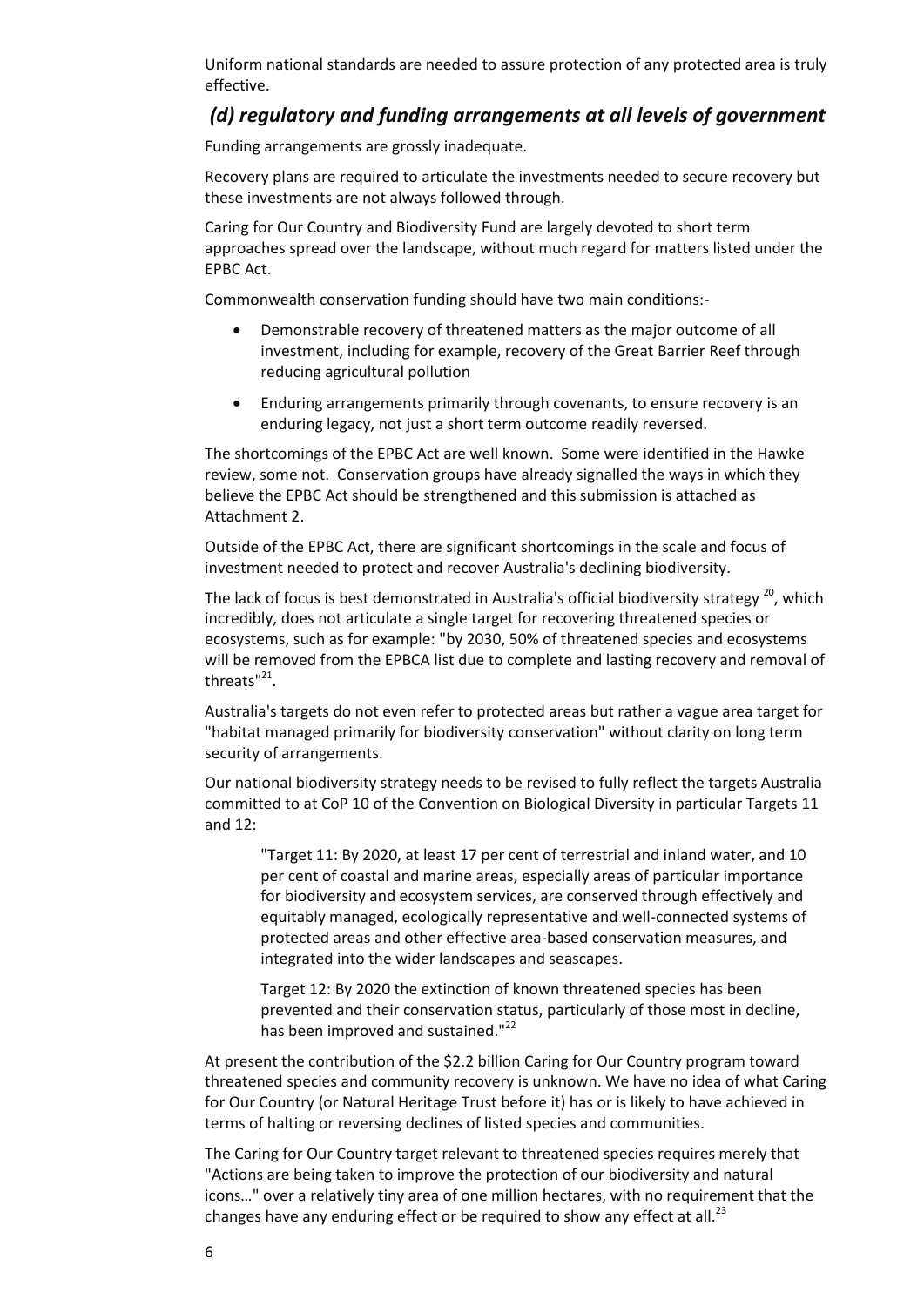Uniform national standards are needed to assure protection of any protected area is truly effective.

## *(d) regulatory and funding arrangements at all levels of government*

Funding arrangements are grossly inadequate.

Recovery plans are required to articulate the investments needed to secure recovery but these investments are not always followed through.

Caring for Our Country and Biodiversity Fund are largely devoted to short term approaches spread over the landscape, without much regard for matters listed under the EPBC Act.

Commonwealth conservation funding should have two main conditions:-

- Demonstrable recovery of threatened matters as the major outcome of all investment, including for example, recovery of the Great Barrier Reef through reducing agricultural pollution
- Enduring arrangements primarily through covenants, to ensure recovery is an enduring legacy, not just a short term outcome readily reversed.

The shortcomings of the EPBC Act are well known. Some were identified in the Hawke review, some not. Conservation groups have already signalled the ways in which they believe the EPBC Act should be strengthened and this submission is attached as Attachment 2.

Outside of the EPBC Act, there are significant shortcomings in the scale and focus of investment needed to protect and recover Australia's declining biodiversity.

The lack of focus is best demonstrated in Australia's official biodiversity strategy [20], which incredibly, does not articulate a single target for recovering threatened species or ecosystems, such as for example: "by 2030, 50% of threatened species and ecosystems will be removed from the EPBCA list due to complete and lasting recovery and removal of threats"[21].

Australia's targets do not even refer to protected areas but rather a vague area target for "habitat managed primarily for biodiversity conservation" without clarity on long term security of arrangements.

Our national biodiversity strategy needs to be revised to fully reflect the targets Australia committed to at CoP 10 of the Convention on Biological Diversity in particular Targets 11 and 12:

> "Target 11: By 2020, at least 17 per cent of terrestrial and inland water, and 10 per cent of coastal and marine areas, especially areas of particular importance for biodiversity and ecosystem services, are conserved through effectively and equitably managed, ecologically representative and well-connected systems of protected areas and other effective area-based conservation measures, and integrated into the wider landscapes and seascapes.
>
> Target 12: By 2020 the extinction of known threatened species has been prevented and their conservation status, particularly of those most in decline, has been improved and sustained."[22]

At present the contribution of the $2.2 billion Caring for Our Country program toward threatened species and community recovery is unknown. We have no idea of what Caring for Our Country (or Natural Heritage Trust before it) has or is likely to have achieved in terms of halting or reversing declines of listed species and communities.

The Caring for Our Country target relevant to threatened species requires merely that "Actions are being taken to improve the protection of our biodiversity and natural icons…" over a relatively tiny area of one million hectares, with no requirement that the changes have any enduring effect or be required to show any effect at all.[23]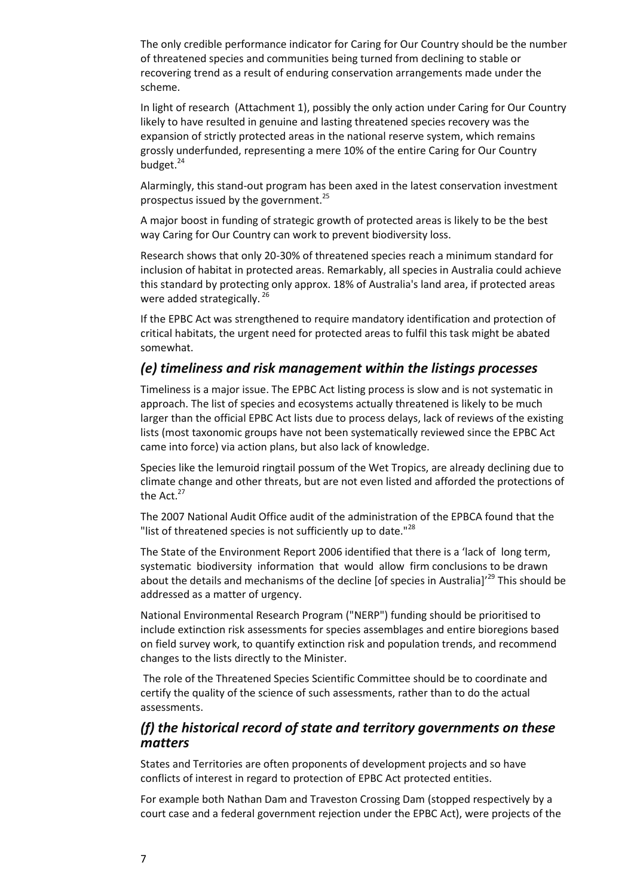The only credible performance indicator for Caring for Our Country should be the number of threatened species and communities being turned from declining to stable or recovering trend as a result of enduring conservation arrangements made under the scheme.

In light of research (Attachment 1), possibly the only action under Caring for Our Country likely to have resulted in genuine and lasting threatened species recovery was the expansion of strictly protected areas in the national reserve system, which remains grossly underfunded, representing a mere 10% of the entire Caring for Our Country budget.[24]

Alarmingly, this stand-out program has been axed in the latest conservation investment prospectus issued by the government.[25]

A major boost in funding of strategic growth of protected areas is likely to be the best way Caring for Our Country can work to prevent biodiversity loss.

Research shows that only 20-30% of threatened species reach a minimum standard for inclusion of habitat in protected areas. Remarkably, all species in Australia could achieve this standard by protecting only approx. 18% of Australia's land area, if protected areas were added strategically.[26]

If the EPBC Act was strengthened to require mandatory identification and protection of critical habitats, the urgent need for protected areas to fulfil this task might be abated somewhat.

## *(e) timeliness and risk management within the listings processes*

Timeliness is a major issue. The EPBC Act listing process is slow and is not systematic in approach. The list of species and ecosystems actually threatened is likely to be much larger than the official EPBC Act lists due to process delays, lack of reviews of the existing lists (most taxonomic groups have not been systematically reviewed since the EPBC Act came into force) via action plans, but also lack of knowledge.

Species like the lemuroid ringtail possum of the Wet Tropics, are already declining due to climate change and other threats, but are not even listed and afforded the protections of the Act.[27]

The 2007 National Audit Office audit of the administration of the EPBCA found that the "list of threatened species is not sufficiently up to date."[28]

The State of the Environment Report 2006 identified that there is a 'lack of long term, systematic biodiversity information that would allow firm conclusions to be drawn about the details and mechanisms of the decline [of species in Australia]'[29] This should be addressed as a matter of urgency.

National Environmental Research Program ("NERP") funding should be prioritised to include extinction risk assessments for species assemblages and entire bioregions based on field survey work, to quantify extinction risk and population trends, and recommend changes to the lists directly to the Minister.

The role of the Threatened Species Scientific Committee should be to coordinate and certify the quality of the science of such assessments, rather than to do the actual assessments.

## *(f) the historical record of state and territory governments on these matters*

States and Territories are often proponents of development projects and so have conflicts of interest in regard to protection of EPBC Act protected entities.

For example both Nathan Dam and Traveston Crossing Dam (stopped respectively by a court case and a federal government rejection under the EPBC Act), were projects of the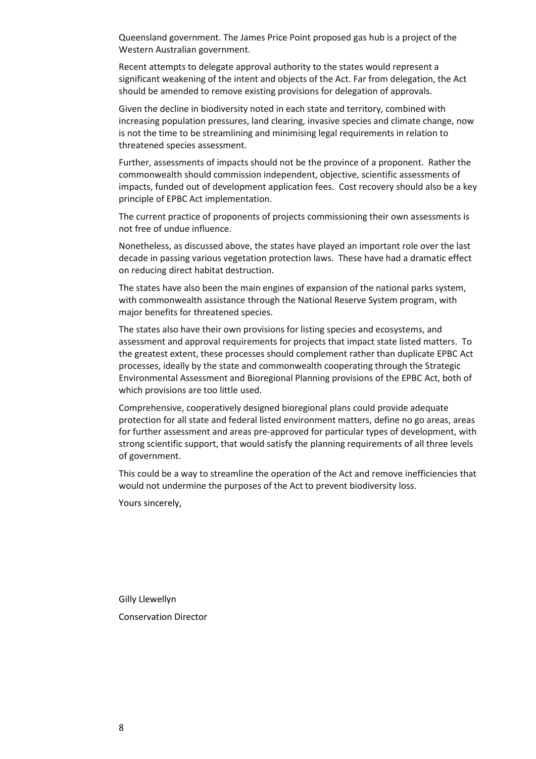Queensland government. The James Price Point proposed gas hub is a project of the Western Australian government.

Recent attempts to delegate approval authority to the states would represent a significant weakening of the intent and objects of the Act. Far from delegation, the Act should be amended to remove existing provisions for delegation of approvals.

Given the decline in biodiversity noted in each state and territory, combined with increasing population pressures, land clearing, invasive species and climate change, now is not the time to be streamlining and minimising legal requirements in relation to threatened species assessment.

Further, assessments of impacts should not be the province of a proponent. Rather the commonwealth should commission independent, objective, scientific assessments of impacts, funded out of development application fees. Cost recovery should also be a key principle of EPBC Act implementation.

The current practice of proponents of projects commissioning their own assessments is not free of undue influence.

Nonetheless, as discussed above, the states have played an important role over the last decade in passing various vegetation protection laws. These have had a dramatic effect on reducing direct habitat destruction.

The states have also been the main engines of expansion of the national parks system, with commonwealth assistance through the National Reserve System program, with major benefits for threatened species.

The states also have their own provisions for listing species and ecosystems, and assessment and approval requirements for projects that impact state listed matters. To the greatest extent, these processes should complement rather than duplicate EPBC Act processes, ideally by the state and commonwealth cooperating through the Strategic Environmental Assessment and Bioregional Planning provisions of the EPBC Act, both of which provisions are too little used.

Comprehensive, cooperatively designed bioregional plans could provide adequate protection for all state and federal listed environment matters, define no go areas, areas for further assessment and areas pre-approved for particular types of development, with strong scientific support, that would satisfy the planning requirements of all three levels of government.

This could be a way to streamline the operation of the Act and remove inefficiencies that would not undermine the purposes of the Act to prevent biodiversity loss.

Yours sincerely,

Gilly Llewellyn

Conservation Director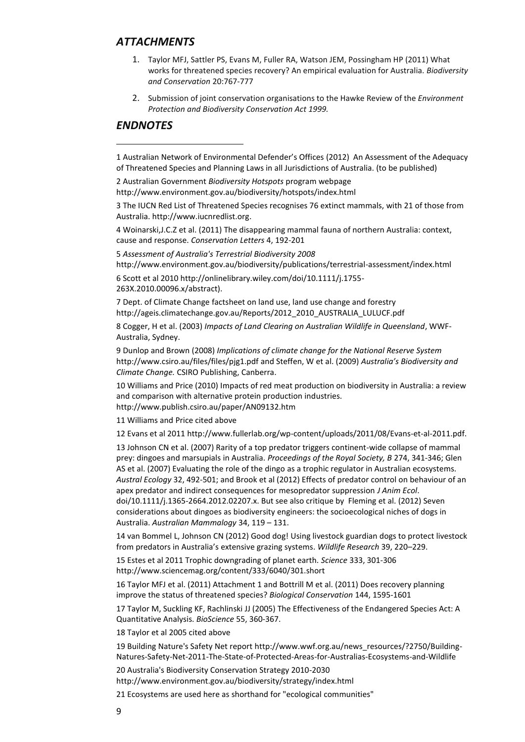## *ATTACHMENTS*

1. Taylor MFJ, Sattler PS, Evans M, Fuller RA, Watson JEM, Possingham HP (2011) What works for threatened species recovery? An empirical evaluation for Australia. *Biodiversity and Conservation* 20:767-777
2. Submission of joint conservation organisations to the Hawke Review of the *Environment Protection and Biodiversity Conservation Act 1999.*

## *ENDNOTES*

---

1 Australian Network of Environmental Defender's Offices (2012) An Assessment of the Adequacy of Threatened Species and Planning Laws in all Jurisdictions of Australia. (to be published)

2 Australian Government *Biodiversity Hotspots* program webpage http://www.environment.gov.au/biodiversity/hotspots/index.html

3 The IUCN Red List of Threatened Species recognises 76 extinct mammals, with 21 of those from Australia. http://www.iucnredlist.org.

4 Woinarski,J.C.Z et al. (2011) The disappearing mammal fauna of northern Australia: context, cause and response. *Conservation Letters* 4, 192-201

5 *Assessment of Australia's Terrestrial Biodiversity 2008* http://www.environment.gov.au/biodiversity/publications/terrestrial-assessment/index.html

6 Scott et al 2010 http://onlinelibrary.wiley.com/doi/10.1111/j.1755-263X.2010.00096.x/abstract).

7 Dept. of Climate Change factsheet on land use, land use change and forestry http://ageis.climatechange.gov.au/Reports/2012_2010_AUSTRALIA_LULUCF.pdf

8 Cogger, H et al. (2003) *Impacts of Land Clearing on Australian Wildlife in Queensland*, WWF-Australia, Sydney.

9 Dunlop and Brown (2008) *Implications of climate change for the National Reserve System* http://www.csiro.au/files/files/pjg1.pdf and Steffen, W et al. (2009) *Australia's Biodiversity and Climate Change.* CSIRO Publishing, Canberra.

10 Williams and Price (2010) Impacts of red meat production on biodiversity in Australia: a review and comparison with alternative protein production industries. http://www.publish.csiro.au/paper/AN09132.htm

11 Williams and Price cited above

12 Evans et al 2011 http://www.fullerlab.org/wp-content/uploads/2011/08/Evans-et-al-2011.pdf.

13 Johnson CN et al. (2007) Rarity of a top predator triggers continent-wide collapse of mammal prey: dingoes and marsupials in Australia. *Proceedings of the Royal Society, B* 274, 341-346; Glen AS et al. (2007) Evaluating the role of the dingo as a trophic regulator in Australian ecosystems. *Austral Ecology* 32, 492-501; and Brook et al (2012) Effects of predator control on behaviour of an apex predator and indirect consequences for mesopredator suppression *J Anim Ecol*. doi/10.1111/j.1365-2664.2012.02207.x. But see also critique by Fleming et al. (2012) Seven considerations about dingoes as biodiversity engineers: the socioecological niches of dogs in Australia. *Australian Mammalogy* 34, 119 – 131.

14 van Bommel L, Johnson CN (2012) Good dog! Using livestock guardian dogs to protect livestock from predators in Australia's extensive grazing systems. *Wildlife Research* 39, 220–229.

15 Estes et al 2011 Trophic downgrading of planet earth. *Science* 333, 301-306 http://www.sciencemag.org/content/333/6040/301.short

16 Taylor MFJ et al. (2011) Attachment 1 and Bottrill M et al. (2011) Does recovery planning improve the status of threatened species? *Biological Conservation* 144, 1595-1601

17 Taylor M, Suckling KF, Rachlinski JJ (2005) The Effectiveness of the Endangered Species Act: A Quantitative Analysis. *BioScience* 55, 360-367.

18 Taylor et al 2005 cited above

19 Building Nature's Safety Net report http://www.wwf.org.au/news_resources/?2750/Building-Natures-Safety-Net-2011-The-State-of-Protected-Areas-for-Australias-Ecosystems-and-Wildlife

20 Australia's Biodiversity Conservation Strategy 2010-2030 http://www.environment.gov.au/biodiversity/strategy/index.html

21 Ecosystems are used here as shorthand for "ecological communities"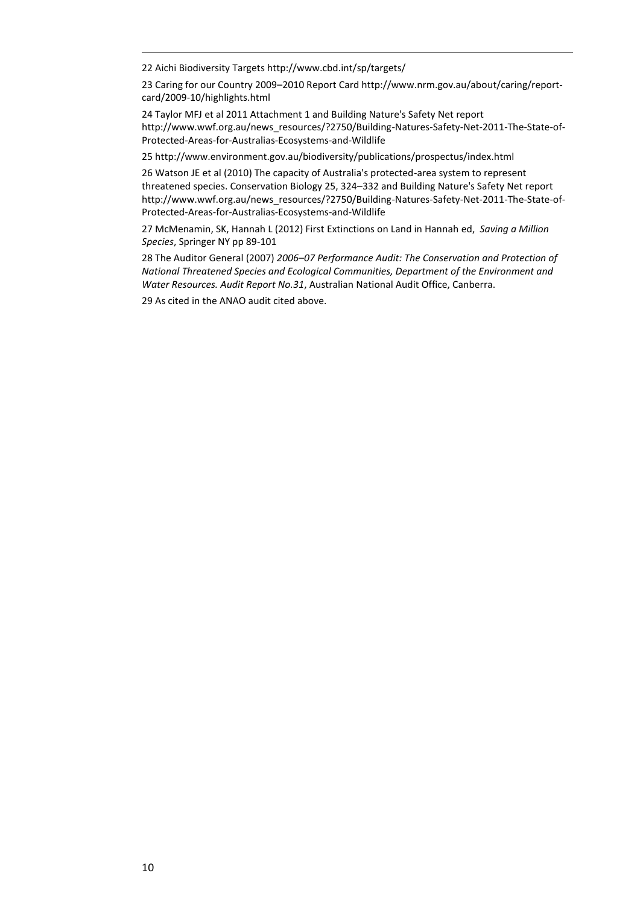22 Aichi Biodiversity Targets http://www.cbd.int/sp/targets/

23 Caring for our Country 2009–2010 Report Card http://www.nrm.gov.au/about/caring/report-card/2009-10/highlights.html

24 Taylor MFJ et al 2011 Attachment 1 and Building Nature's Safety Net report http://www.wwf.org.au/news_resources/?2750/Building-Natures-Safety-Net-2011-The-State-of-Protected-Areas-for-Australias-Ecosystems-and-Wildlife

25 http://www.environment.gov.au/biodiversity/publications/prospectus/index.html

26 Watson JE et al (2010) The capacity of Australia's protected-area system to represent threatened species. Conservation Biology 25, 324–332 and Building Nature's Safety Net report http://www.wwf.org.au/news_resources/?2750/Building-Natures-Safety-Net-2011-The-State-of-Protected-Areas-for-Australias-Ecosystems-and-Wildlife

27 McMenamin, SK, Hannah L (2012) First Extinctions on Land in Hannah ed, *Saving a Million Species*, Springer NY pp 89-101

28 The Auditor General (2007) *2006–07 Performance Audit: The Conservation and Protection of National Threatened Species and Ecological Communities, Department of the Environment and Water Resources. Audit Report No.31*, Australian National Audit Office, Canberra.

29 As cited in the ANAO audit cited above.